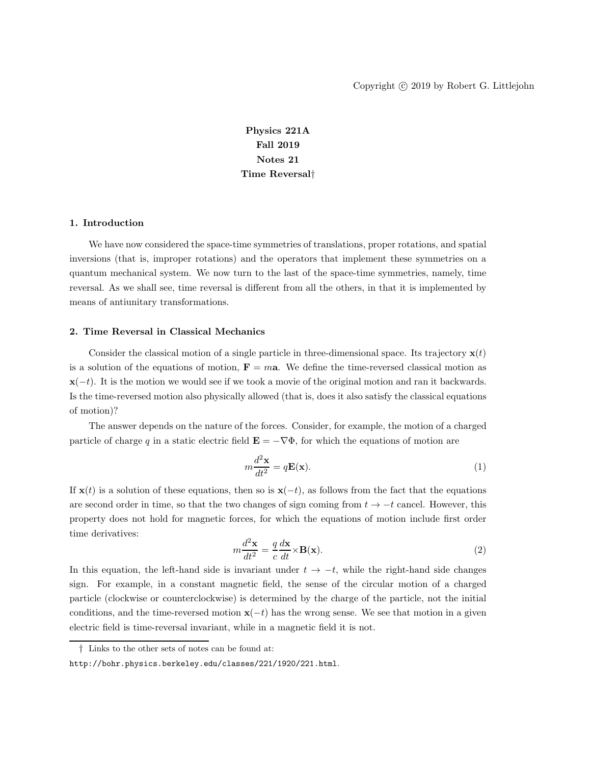Copyright © 2019 by Robert G. Littlejohn

# Physics 221A
# Fall 2019
# Notes 21
# Time Reversal†

## 1. Introduction

We have now considered the space-time symmetries of translations, proper rotations, and spatial inversions (that is, improper rotations) and the operators that implement these symmetries on a quantum mechanical system. We now turn to the last of the space-time symmetries, namely, time reversal. As we shall see, time reversal is different from all the others, in that it is implemented by means of antiunitary transformations.

## 2. Time Reversal in Classical Mechanics

Consider the classical motion of a single particle in three-dimensional space. Its trajectory $\mathbf{x}(t)$ is a solution of the equations of motion, $\mathbf{F} = m\mathbf{a}$. We define the time-reversed classical motion as $\mathbf{x}(-t)$. It is the motion we would see if we took a movie of the original motion and ran it backwards. Is the time-reversed motion also physically allowed (that is, does it also satisfy the classical equations of motion)?

The answer depends on the nature of the forces. Consider, for example, the motion of a charged particle of charge $q$ in a static electric field $\mathbf{E} = -\nabla\Phi$, for which the equations of motion are

$$m\frac{d^2\mathbf{x}}{dt^2} = q\mathbf{E}(\mathbf{x}). \tag{1}$$

If $\mathbf{x}(t)$ is a solution of these equations, then so is $\mathbf{x}(-t)$, as follows from the fact that the equations are second order in time, so that the two changes of sign coming from $t \to -t$ cancel. However, this property does not hold for magnetic forces, for which the equations of motion include first order time derivatives:

$$m\frac{d^2\mathbf{x}}{dt^2} = \frac{q}{c}\frac{d\mathbf{x}}{dt}\times\mathbf{B}(\mathbf{x}). \tag{2}$$

In this equation, the left-hand side is invariant under $t \to -t$, while the right-hand side changes sign. For example, in a constant magnetic field, the sense of the circular motion of a charged particle (clockwise or counterclockwise) is determined by the charge of the particle, not the initial conditions, and the time-reversed motion $\mathbf{x}(-t)$ has the wrong sense. We see that motion in a given electric field is time-reversal invariant, while in a magnetic field it is not.

† Links to the other sets of notes can be found at:

http://bohr.physics.berkeley.edu/classes/221/1920/221.html.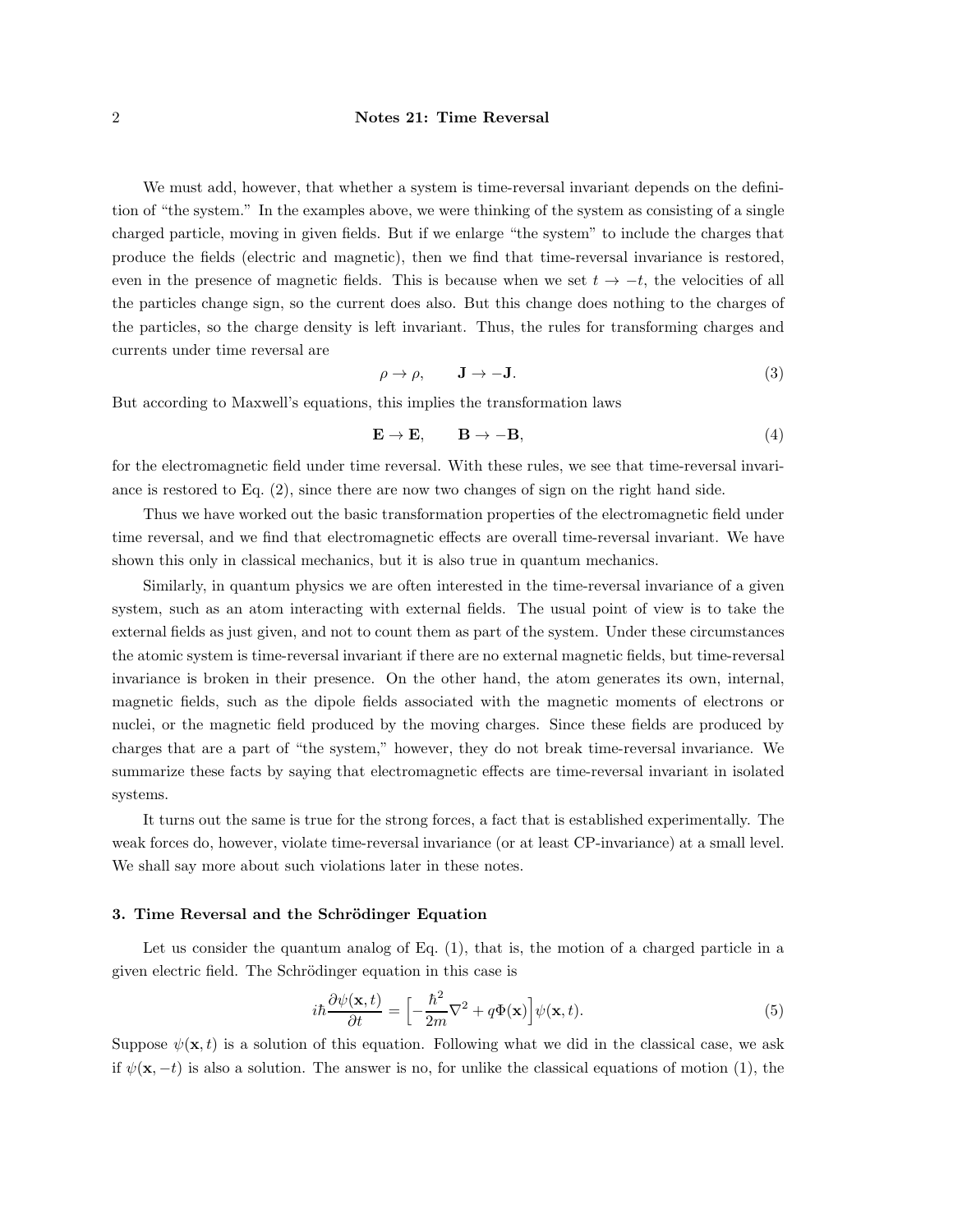We must add, however, that whether a system is time-reversal invariant depends on the definition of "the system." In the examples above, we were thinking of the system as consisting of a single charged particle, moving in given fields. But if we enlarge "the system" to include the charges that produce the fields (electric and magnetic), then we find that time-reversal invariance is restored, even in the presence of magnetic fields. This is because when we set $t \to -t$, the velocities of all the particles change sign, so the current does also. But this change does nothing to the charges of the particles, so the charge density is left invariant. Thus, the rules for transforming charges and currents under time reversal are

$$\rho \to \rho, \qquad \mathbf{J} \to -\mathbf{J}. \tag{3}$$

But according to Maxwell's equations, this implies the transformation laws

$$\mathbf{E} \to \mathbf{E}, \qquad \mathbf{B} \to -\mathbf{B}, \tag{4}$$

for the electromagnetic field under time reversal. With these rules, we see that time-reversal invariance is restored to Eq. (2), since there are now two changes of sign on the right hand side.

Thus we have worked out the basic transformation properties of the electromagnetic field under time reversal, and we find that electromagnetic effects are overall time-reversal invariant. We have shown this only in classical mechanics, but it is also true in quantum mechanics.

Similarly, in quantum physics we are often interested in the time-reversal invariance of a given system, such as an atom interacting with external fields. The usual point of view is to take the external fields as just given, and not to count them as part of the system. Under these circumstances the atomic system is time-reversal invariant if there are no external magnetic fields, but time-reversal invariance is broken in their presence. On the other hand, the atom generates its own, internal, magnetic fields, such as the dipole fields associated with the magnetic moments of electrons or nuclei, or the magnetic field produced by the moving charges. Since these fields are produced by charges that are a part of "the system," however, they do not break time-reversal invariance. We summarize these facts by saying that electromagnetic effects are time-reversal invariant in isolated systems.

It turns out the same is true for the strong forces, a fact that is established experimentally. The weak forces do, however, violate time-reversal invariance (or at least CP-invariance) at a small level. We shall say more about such violations later in these notes.

### 3. Time Reversal and the Schrödinger Equation

Let us consider the quantum analog of Eq. (1), that is, the motion of a charged particle in a given electric field. The Schrödinger equation in this case is

$$i\hbar \frac{\partial \psi(\mathbf{x},t)}{\partial t} = \Big[-\frac{\hbar^2}{2m}\nabla^2 + q\Phi(\mathbf{x})\Big]\psi(\mathbf{x},t). \tag{5}$$

Suppose $\psi(\mathbf{x},t)$ is a solution of this equation. Following what we did in the classical case, we ask if $\psi(\mathbf{x},-t)$ is also a solution. The answer is no, for unlike the classical equations of motion (1), the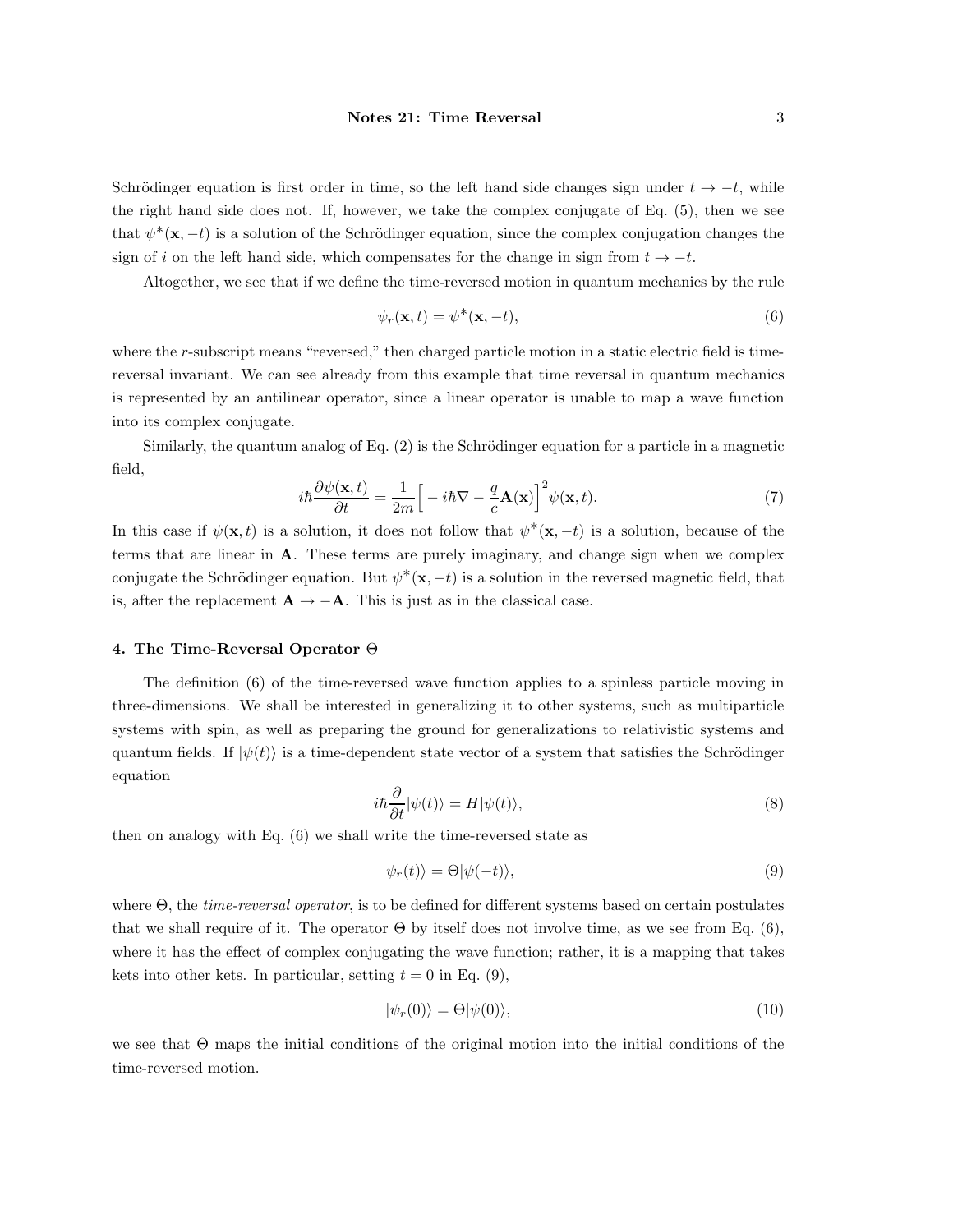Schrödinger equation is first order in time, so the left hand side changes sign under $t \to -t$, while the right hand side does not. If, however, we take the complex conjugate of Eq. (5), then we see that $\psi^*(\mathbf{x}, -t)$ is a solution of the Schrödinger equation, since the complex conjugation changes the sign of $i$ on the left hand side, which compensates for the change in sign from $t \to -t$.

Altogether, we see that if we define the time-reversed motion in quantum mechanics by the rule

$$\psi_r(\mathbf{x}, t) = \psi^*(\mathbf{x}, -t), \tag{6}$$

where the $r$-subscript means "reversed," then charged particle motion in a static electric field is time-reversal invariant. We can see already from this example that time reversal in quantum mechanics is represented by an antilinear operator, since a linear operator is unable to map a wave function into its complex conjugate.

Similarly, the quantum analog of Eq. (2) is the Schrödinger equation for a particle in a magnetic field,

$$i\hbar \frac{\partial \psi(\mathbf{x}, t)}{\partial t} = \frac{1}{2m}\Big[-i\hbar\nabla - \frac{q}{c}\mathbf{A}(\mathbf{x})\Big]^2 \psi(\mathbf{x}, t). \tag{7}$$

In this case if $\psi(\mathbf{x}, t)$ is a solution, it does not follow that $\psi^*(\mathbf{x}, -t)$ is a solution, because of the terms that are linear in $\mathbf{A}$. These terms are purely imaginary, and change sign when we complex conjugate the Schrödinger equation. But $\psi^*(\mathbf{x}, -t)$ is a solution in the reversed magnetic field, that is, after the replacement $\mathbf{A} \to -\mathbf{A}$. This is just as in the classical case.

### 4. The Time-Reversal Operator $\Theta$

The definition (6) of the time-reversed wave function applies to a spinless particle moving in three-dimensions. We shall be interested in generalizing it to other systems, such as multiparticle systems with spin, as well as preparing the ground for generalizations to relativistic systems and quantum fields. If $|\psi(t)\rangle$ is a time-dependent state vector of a system that satisfies the Schrödinger equation

$$i\hbar \frac{\partial}{\partial t}|\psi(t)\rangle = H|\psi(t)\rangle, \tag{8}$$

then on analogy with Eq. (6) we shall write the time-reversed state as

$$|\psi_r(t)\rangle = \Theta|\psi(-t)\rangle, \tag{9}$$

where $\Theta$, the *time-reversal operator*, is to be defined for different systems based on certain postulates that we shall require of it. The operator $\Theta$ by itself does not involve time, as we see from Eq. (6), where it has the effect of complex conjugating the wave function; rather, it is a mapping that takes kets into other kets. In particular, setting $t = 0$ in Eq. (9),

$$|\psi_r(0)\rangle = \Theta|\psi(0)\rangle, \tag{10}$$

we see that $\Theta$ maps the initial conditions of the original motion into the initial conditions of the time-reversed motion.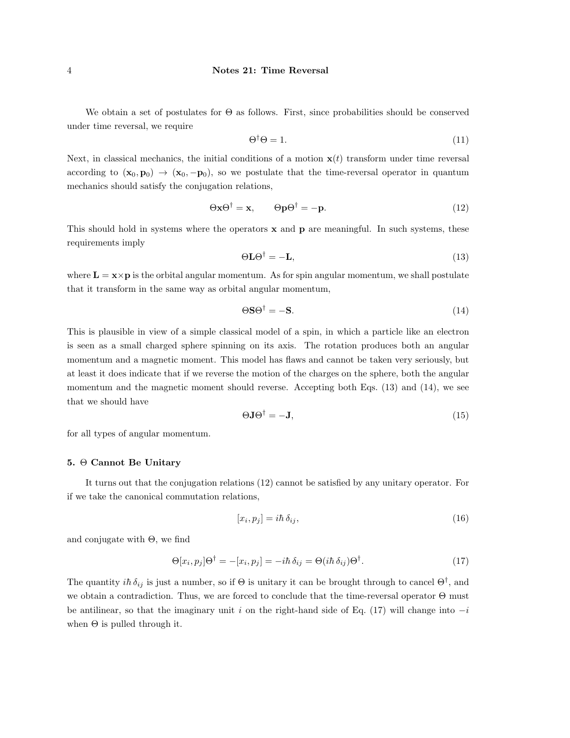We obtain a set of postulates for $\Theta$ as follows. First, since probabilities should be conserved under time reversal, we require

$$\Theta^\dagger \Theta = 1. \tag{11}$$

Next, in classical mechanics, the initial conditions of a motion $\mathbf{x}(t)$ transform under time reversal according to $(\mathbf{x}_0, \mathbf{p}_0) \to (\mathbf{x}_0, -\mathbf{p}_0)$, so we postulate that the time-reversal operator in quantum mechanics should satisfy the conjugation relations,

$$\Theta \mathbf{x} \Theta^\dagger = \mathbf{x}, \qquad \Theta \mathbf{p} \Theta^\dagger = -\mathbf{p}. \tag{12}$$

This should hold in systems where the operators $\mathbf{x}$ and $\mathbf{p}$ are meaningful. In such systems, these requirements imply

$$\Theta \mathbf{L} \Theta^\dagger = -\mathbf{L}, \tag{13}$$

where $\mathbf{L} = \mathbf{x} \times \mathbf{p}$ is the orbital angular momentum. As for spin angular momentum, we shall postulate that it transform in the same way as orbital angular momentum,

$$\Theta \mathbf{S} \Theta^\dagger = -\mathbf{S}. \tag{14}$$

This is plausible in view of a simple classical model of a spin, in which a particle like an electron is seen as a small charged sphere spinning on its axis. The rotation produces both an angular momentum and a magnetic moment. This model has flaws and cannot be taken very seriously, but at least it does indicate that if we reverse the motion of the charges on the sphere, both the angular momentum and the magnetic moment should reverse. Accepting both Eqs. (13) and (14), we see that we should have

$$\Theta \mathbf{J} \Theta^\dagger = -\mathbf{J}, \tag{15}$$

for all types of angular momentum.

## 5. $\Theta$ Cannot Be Unitary

It turns out that the conjugation relations (12) cannot be satisfied by any unitary operator. For if we take the canonical commutation relations,

$$[x_i, p_j] = i\hbar\, \delta_{ij}, \tag{16}$$

and conjugate with $\Theta$, we find

$$\Theta [x_i, p_j] \Theta^\dagger = -[x_i, p_j] = -i\hbar\, \delta_{ij} = \Theta (i\hbar\, \delta_{ij}) \Theta^\dagger. \tag{17}$$

The quantity $i\hbar\, \delta_{ij}$ is just a number, so if $\Theta$ is unitary it can be brought through to cancel $\Theta^\dagger$, and we obtain a contradiction. Thus, we are forced to conclude that the time-reversal operator $\Theta$ must be antilinear, so that the imaginary unit $i$ on the right-hand side of Eq. (17) will change into $-i$ when $\Theta$ is pulled through it.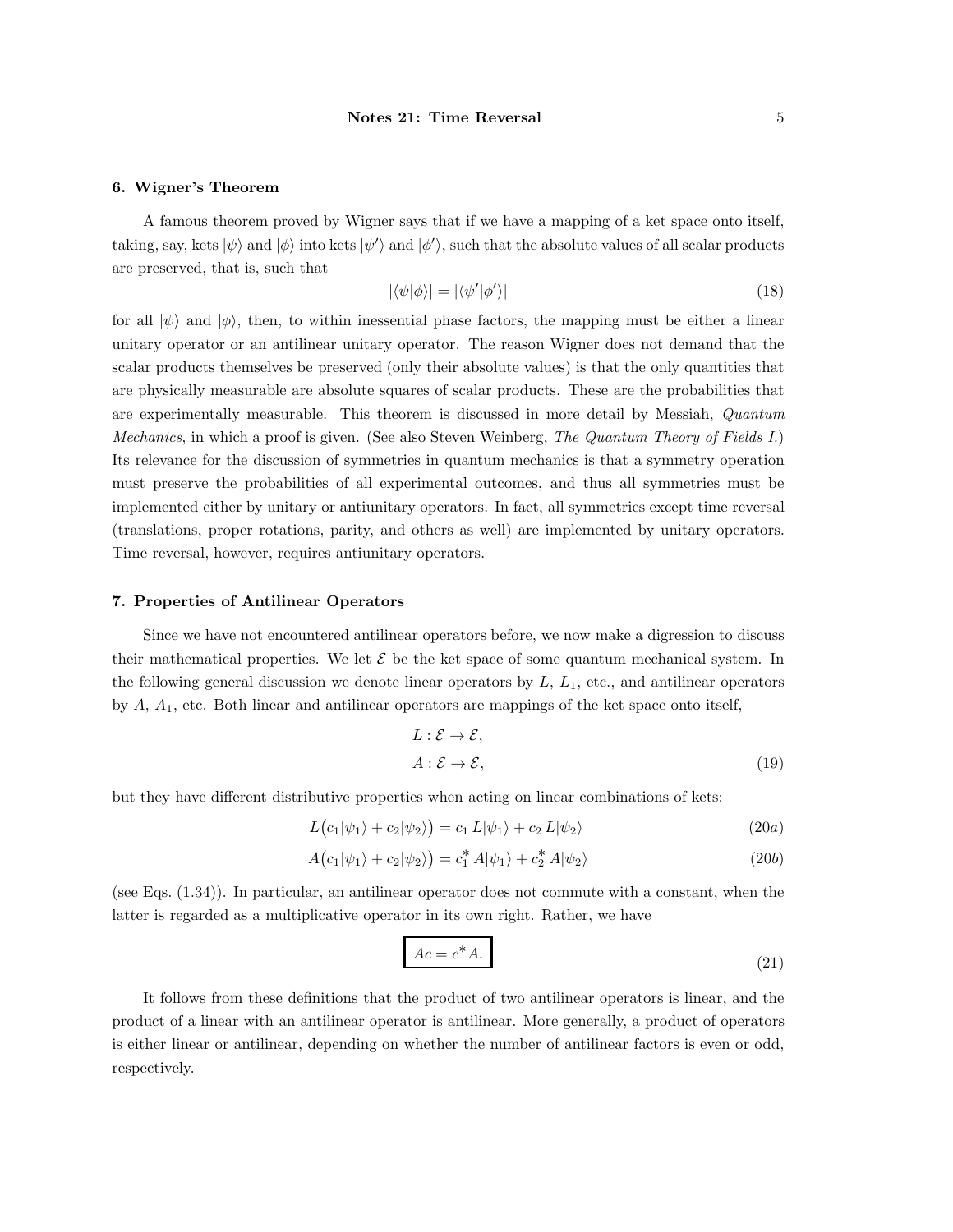## 6. Wigner's Theorem

A famous theorem proved by Wigner says that if we have a mapping of a ket space onto itself, taking, say, kets $|\psi\rangle$ and $|\phi\rangle$ into kets $|\psi'\rangle$ and $|\phi'\rangle$, such that the absolute values of all scalar products are preserved, that is, such that

$$|\langle\psi|\phi\rangle| = |\langle\psi'|\phi'\rangle| \tag{18}$$

for all $|\psi\rangle$ and $|\phi\rangle$, then, to within inessential phase factors, the mapping must be either a linear unitary operator or an antilinear unitary operator. The reason Wigner does not demand that the scalar products themselves be preserved (only their absolute values) is that the only quantities that are physically measurable are absolute squares of scalar products. These are the probabilities that are experimentally measurable. This theorem is discussed in more detail by Messiah, *Quantum Mechanics*, in which a proof is given. (See also Steven Weinberg, *The Quantum Theory of Fields I.*) Its relevance for the discussion of symmetries in quantum mechanics is that a symmetry operation must preserve the probabilities of all experimental outcomes, and thus all symmetries must be implemented either by unitary or antiunitary operators. In fact, all symmetries except time reversal (translations, proper rotations, parity, and others as well) are implemented by unitary operators. Time reversal, however, requires antiunitary operators.

## 7. Properties of Antilinear Operators

Since we have not encountered antilinear operators before, we now make a digression to discuss their mathematical properties. We let $\mathcal{E}$ be the ket space of some quantum mechanical system. In the following general discussion we denote linear operators by $L$, $L_1$, etc., and antilinear operators by $A$, $A_1$, etc. Both linear and antilinear operators are mappings of the ket space onto itself,

$$\begin{aligned} L &: \mathcal{E} \to \mathcal{E}, \\ A &: \mathcal{E} \to \mathcal{E}, \end{aligned} \tag{19}$$

but they have different distributive properties when acting on linear combinations of kets:

$$L\big(c_1|\psi_1\rangle + c_2|\psi_2\rangle\big) = c_1\, L|\psi_1\rangle + c_2\, L|\psi_2\rangle \tag{20a}$$

$$A\big(c_1|\psi_1\rangle + c_2|\psi_2\rangle\big) = c_1^*\, A|\psi_1\rangle + c_2^*\, A|\psi_2\rangle \tag{20b}$$

(see Eqs. (1.34)). In particular, an antilinear operator does not commute with a constant, when the latter is regarded as a multiplicative operator in its own right. Rather, we have

$$\boxed{Ac = c^* A.} \tag{21}$$

It follows from these definitions that the product of two antilinear operators is linear, and the product of a linear with an antilinear operator is antilinear. More generally, a product of operators is either linear or antilinear, depending on whether the number of antilinear factors is even or odd, respectively.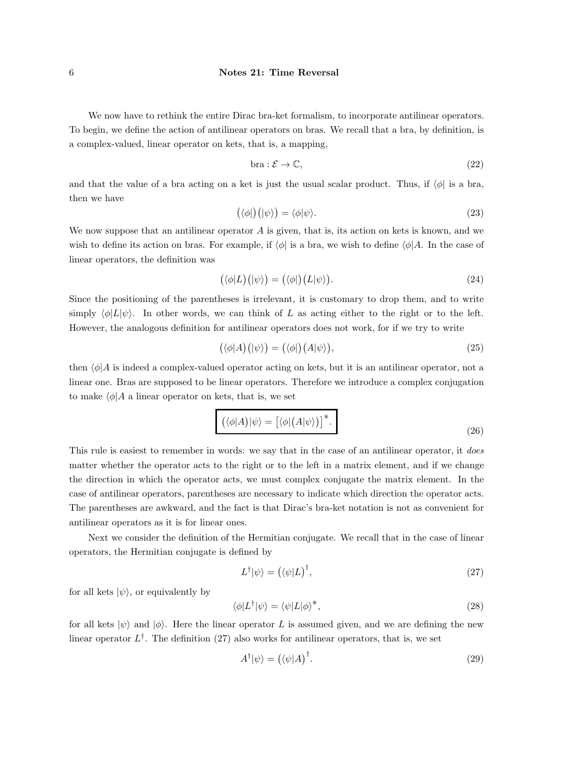We now have to rethink the entire Dirac bra-ket formalism, to incorporate antilinear operators. To begin, we define the action of antilinear operators on bras. We recall that a bra, by definition, is a complex-valued, linear operator on kets, that is, a mapping,

$$\text{bra} : \mathcal{E} \to \mathbb{C}, \tag{22}$$

and that the value of a bra acting on a ket is just the usual scalar product. Thus, if $\langle\phi|$ is a bra, then we have

$$\big(\langle\phi|\big)\big(|\psi\rangle\big) = \langle\phi|\psi\rangle. \tag{23}$$

We now suppose that an antilinear operator $A$ is given, that is, its action on kets is known, and we wish to define its action on bras. For example, if $\langle\phi|$ is a bra, we wish to define $\langle\phi|A$. In the case of linear operators, the definition was

$$\big(\langle\phi|L\big)\big(|\psi\rangle\big) = \big(\langle\phi|\big)\big(L|\psi\rangle\big). \tag{24}$$

Since the positioning of the parentheses is irrelevant, it is customary to drop them, and to write simply $\langle\phi|L|\psi\rangle$. In other words, we can think of $L$ as acting either to the right or to the left. However, the analogous definition for antilinear operators does not work, for if we try to write

$$\big(\langle\phi|A\big)\big(|\psi\rangle\big) = \big(\langle\phi|\big)\big(A|\psi\rangle\big), \tag{25}$$

then $\langle\phi|A$ is indeed a complex-valued operator acting on kets, but it is an antilinear operator, not a linear one. Bras are supposed to be linear operators. Therefore we introduce a complex conjugation to make $\langle\phi|A$ a linear operator on kets, that is, we set

$$\boxed{\big(\langle\phi|A\big)|\psi\rangle = \big[\langle\phi|\big(A|\psi\rangle\big)\big]^*.} \tag{26}$$

This rule is easiest to remember in words: we say that in the case of an antilinear operator, it *does* matter whether the operator acts to the right or to the left in a matrix element, and if we change the direction in which the operator acts, we must complex conjugate the matrix element. In the case of antilinear operators, parentheses are necessary to indicate which direction the operator acts. The parentheses are awkward, and the fact is that Dirac's bra-ket notation is not as convenient for antilinear operators as it is for linear ones.

Next we consider the definition of the Hermitian conjugate. We recall that in the case of linear operators, the Hermitian conjugate is defined by

$$L^\dagger|\psi\rangle = \big(\langle\psi|L\big)^\dagger, \tag{27}$$

for all kets $|\psi\rangle$, or equivalently by

$$\langle\phi|L^\dagger|\psi\rangle = \langle\psi|L|\phi\rangle^*, \tag{28}$$

for all kets $|\psi\rangle$ and $|\phi\rangle$. Here the linear operator $L$ is assumed given, and we are defining the new linear operator $L^\dagger$. The definition (27) also works for antilinear operators, that is, we set

$$A^\dagger|\psi\rangle = \big(\langle\psi|A\big)^\dagger. \tag{29}$$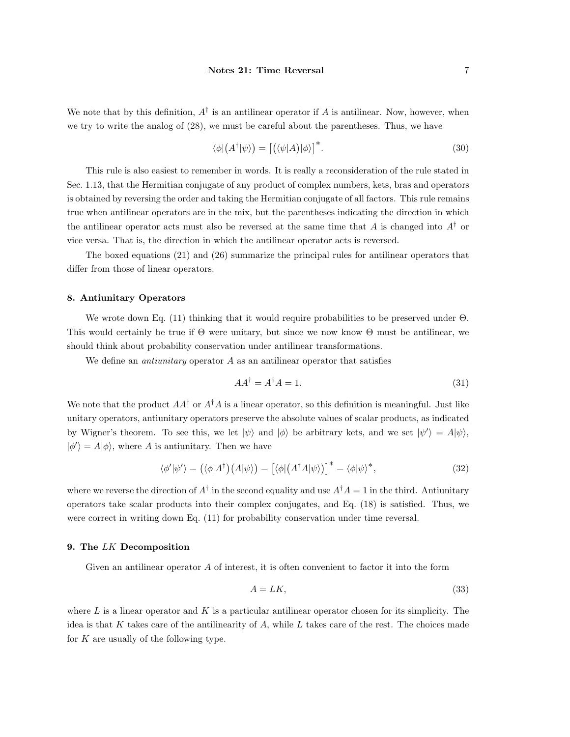We note that by this definition, $A^\dagger$ is an antilinear operator if $A$ is antilinear. Now, however, when we try to write the analog of (28), we must be careful about the parentheses. Thus, we have

$$\langle\phi|\big(A^\dagger|\psi\rangle\big) = \big[\big(\langle\psi|A\big)|\phi\rangle\big]^*. \tag{30}$$

This rule is also easiest to remember in words. It is really a reconsideration of the rule stated in Sec. 1.13, that the Hermitian conjugate of any product of complex numbers, kets, bras and operators is obtained by reversing the order and taking the Hermitian conjugate of all factors. This rule remains true when antilinear operators are in the mix, but the parentheses indicating the direction in which the antilinear operator acts must also be reversed at the same time that $A$ is changed into $A^\dagger$ or vice versa. That is, the direction in which the antilinear operator acts is reversed.

The boxed equations (21) and (26) summarize the principal rules for antilinear operators that differ from those of linear operators.

## 8. Antiunitary Operators

We wrote down Eq. (11) thinking that it would require probabilities to be preserved under $\Theta$. This would certainly be true if $\Theta$ were unitary, but since we now know $\Theta$ must be antilinear, we should think about probability conservation under antilinear transformations.

We define an *antiunitary* operator $A$ as an antilinear operator that satisfies

$$AA^\dagger = A^\dagger A = 1. \tag{31}$$

We note that the product $AA^\dagger$ or $A^\dagger A$ is a linear operator, so this definition is meaningful. Just like unitary operators, antiunitary operators preserve the absolute values of scalar products, as indicated by Wigner's theorem. To see this, we let $|\psi\rangle$ and $|\phi\rangle$ be arbitrary kets, and we set $|\psi'\rangle = A|\psi\rangle$, $|\phi'\rangle = A|\phi\rangle$, where $A$ is antiunitary. Then we have

$$\langle\phi'|\psi'\rangle = \big(\langle\phi|A^\dagger\big)\big(A|\psi\rangle\big) = \big[\langle\phi|\big(A^\dagger A|\psi\rangle\big)\big]^* = \langle\phi|\psi\rangle^*, \tag{32}$$

where we reverse the direction of $A^\dagger$ in the second equality and use $A^\dagger A = 1$ in the third. Antiunitary operators take scalar products into their complex conjugates, and Eq. (18) is satisfied. Thus, we were correct in writing down Eq. (11) for probability conservation under time reversal.

## 9. The $LK$ Decomposition

Given an antilinear operator $A$ of interest, it is often convenient to factor it into the form

$$A = LK, \tag{33}$$

where $L$ is a linear operator and $K$ is a particular antilinear operator chosen for its simplicity. The idea is that $K$ takes care of the antilinearity of $A$, while $L$ takes care of the rest. The choices made for $K$ are usually of the following type.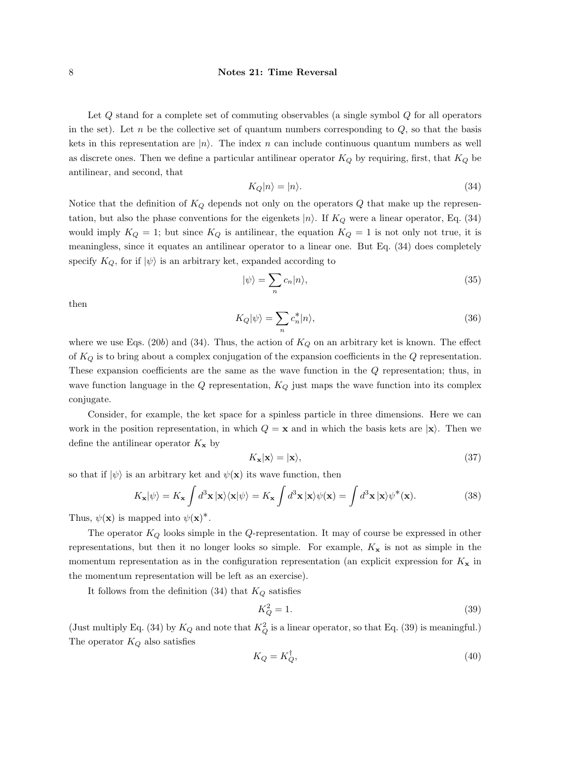Let $Q$ stand for a complete set of commuting observables (a single symbol $Q$ for all operators in the set). Let $n$ be the collective set of quantum numbers corresponding to $Q$, so that the basis kets in this representation are $|n\rangle$. The index $n$ can include continuous quantum numbers as well as discrete ones. Then we define a particular antilinear operator $K_Q$ by requiring, first, that $K_Q$ be antilinear, and second, that

$$K_Q|n\rangle = |n\rangle. \tag{34}$$

Notice that the definition of $K_Q$ depends not only on the operators $Q$ that make up the representation, but also the phase conventions for the eigenkets $|n\rangle$. If $K_Q$ were a linear operator, Eq. (34) would imply $K_Q = 1$; but since $K_Q$ is antilinear, the equation $K_Q = 1$ is not only not true, it is meaningless, since it equates an antilinear operator to a linear one. But Eq. (34) does completely specify $K_Q$, for if $|\psi\rangle$ is an arbitrary ket, expanded according to

$$|\psi\rangle = \sum_n c_n |n\rangle, \tag{35}$$

then

$$K_Q|\psi\rangle = \sum_n c_n^* |n\rangle, \tag{36}$$

where we use Eqs. (20*b*) and (34). Thus, the action of $K_Q$ on an arbitrary ket is known. The effect of $K_Q$ is to bring about a complex conjugation of the expansion coefficients in the $Q$ representation. These expansion coefficients are the same as the wave function in the $Q$ representation; thus, in wave function language in the $Q$ representation, $K_Q$ just maps the wave function into its complex conjugate.

Consider, for example, the ket space for a spinless particle in three dimensions. Here we can work in the position representation, in which $Q = \mathbf{x}$ and in which the basis kets are $|\mathbf{x}\rangle$. Then we define the antilinear operator $K_{\mathbf{x}}$ by

$$K_{\mathbf{x}}|\mathbf{x}\rangle = |\mathbf{x}\rangle, \tag{37}$$

so that if $|\psi\rangle$ is an arbitrary ket and $\psi(\mathbf{x})$ its wave function, then

$$K_{\mathbf{x}}|\psi\rangle = K_{\mathbf{x}} \int d^3\mathbf{x}\, |\mathbf{x}\rangle\langle\mathbf{x}|\psi\rangle = K_{\mathbf{x}} \int d^3\mathbf{x}\, |\mathbf{x}\rangle\psi(\mathbf{x}) = \int d^3\mathbf{x}\, |\mathbf{x}\rangle\psi^*(\mathbf{x}). \tag{38}$$

Thus, $\psi(\mathbf{x})$ is mapped into $\psi(\mathbf{x})^*$.

The operator $K_Q$ looks simple in the $Q$-representation. It may of course be expressed in other representations, but then it no longer looks so simple. For example, $K_{\mathbf{x}}$ is not as simple in the momentum representation as in the configuration representation (an explicit expression for $K_{\mathbf{x}}$ in the momentum representation will be left as an exercise).

It follows from the definition (34) that $K_Q$ satisfies

$$K_Q^2 = 1. \tag{39}$$

(Just multiply Eq. (34) by $K_Q$ and note that $K_Q^2$ is a linear operator, so that Eq. (39) is meaningful.) The operator $K_Q$ also satisfies

$$K_Q = K_Q^\dagger, \tag{40}$$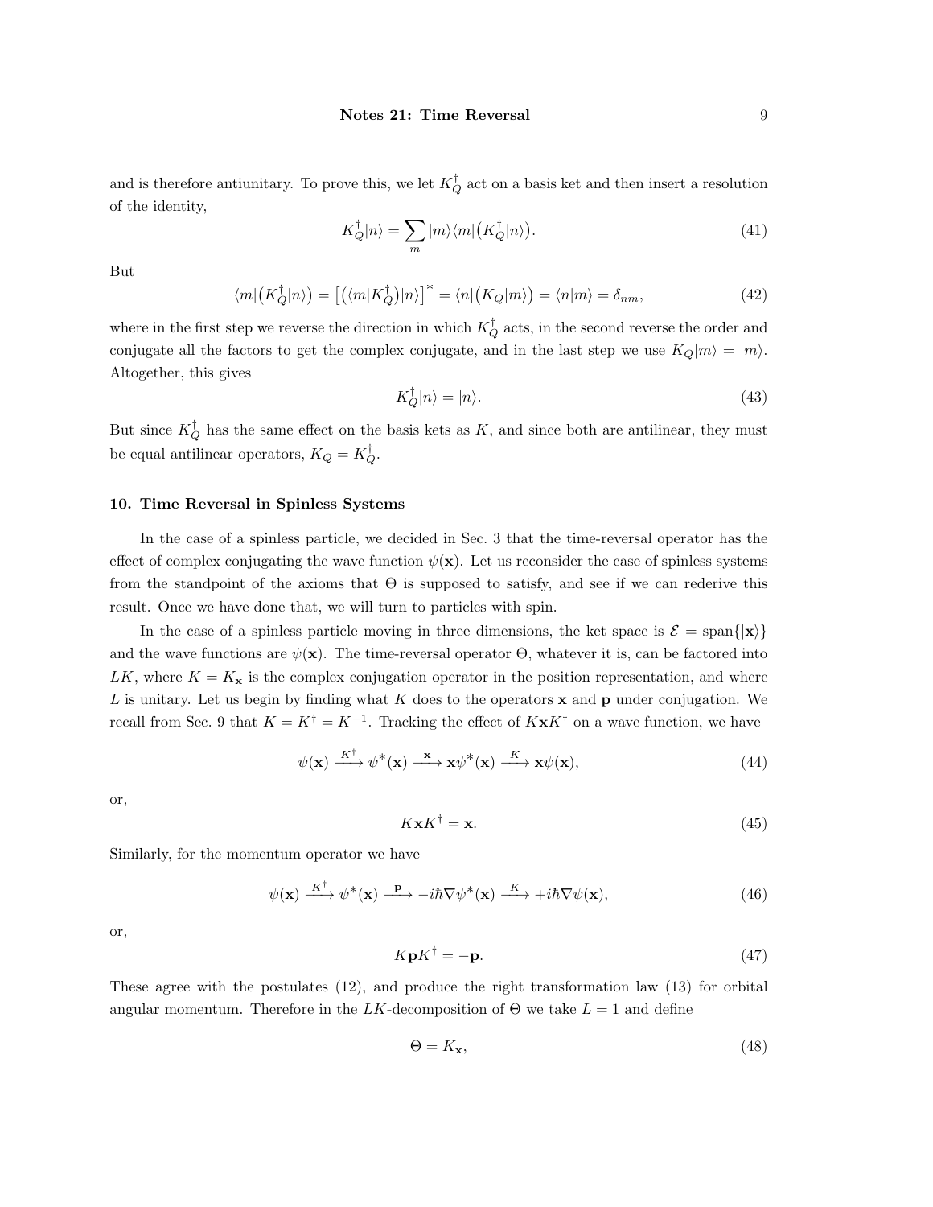and is therefore antiunitary. To prove this, we let $K_Q^\dagger$ act on a basis ket and then insert a resolution of the identity,

$$K_Q^\dagger|n\rangle = \sum_m |m\rangle\langle m|\big(K_Q^\dagger|n\rangle\big). \tag{41}$$

But

$$\langle m|\big(K_Q^\dagger|n\rangle\big) = \big[\big(\langle m|K_Q^\dagger\big)|n\rangle\big]^* = \langle n|\big(K_Q|m\rangle\big) = \langle n|m\rangle = \delta_{nm}, \tag{42}$$

where in the first step we reverse the direction in which $K_Q^\dagger$ acts, in the second reverse the order and conjugate all the factors to get the complex conjugate, and in the last step we use $K_Q|m\rangle = |m\rangle$. Altogether, this gives

$$K_Q^\dagger|n\rangle = |n\rangle. \tag{43}$$

But since $K_Q^\dagger$ has the same effect on the basis kets as $K$, and since both are antilinear, they must be equal antilinear operators, $K_Q = K_Q^\dagger$.

## 10. Time Reversal in Spinless Systems

In the case of a spinless particle, we decided in Sec. 3 that the time-reversal operator has the effect of complex conjugating the wave function $\psi(\mathbf{x})$. Let us reconsider the case of spinless systems from the standpoint of the axioms that $\Theta$ is supposed to satisfy, and see if we can rederive this result. Once we have done that, we will turn to particles with spin.

In the case of a spinless particle moving in three dimensions, the ket space is $\mathcal{E} = \text{span}\{|\mathbf{x}\rangle\}$ and the wave functions are $\psi(\mathbf{x})$. The time-reversal operator $\Theta$, whatever it is, can be factored into $LK$, where $K = K_{\mathbf{x}}$ is the complex conjugation operator in the position representation, and where $L$ is unitary. Let us begin by finding what $K$ does to the operators $\mathbf{x}$ and $\mathbf{p}$ under conjugation. We recall from Sec. 9 that $K = K^\dagger = K^{-1}$. Tracking the effect of $K\mathbf{x}K^\dagger$ on a wave function, we have

$$\psi(\mathbf{x}) \xrightarrow{K^\dagger} \psi^*(\mathbf{x}) \xrightarrow{\mathbf{x}} \mathbf{x}\psi^*(\mathbf{x}) \xrightarrow{K} \mathbf{x}\psi(\mathbf{x}), \tag{44}$$

or,

$$K\mathbf{x}K^\dagger = \mathbf{x}. \tag{45}$$

Similarly, for the momentum operator we have

$$\psi(\mathbf{x}) \xrightarrow{K^\dagger} \psi^*(\mathbf{x}) \xrightarrow{\mathbf{p}} -i\hbar\nabla\psi^*(\mathbf{x}) \xrightarrow{K} +i\hbar\nabla\psi(\mathbf{x}), \tag{46}$$

or,

$$K\mathbf{p}K^\dagger = -\mathbf{p}. \tag{47}$$

These agree with the postulates (12), and produce the right transformation law (13) for orbital angular momentum. Therefore in the $LK$-decomposition of $\Theta$ we take $L = 1$ and define

$$\Theta = K_{\mathbf{x}}, \tag{48}$$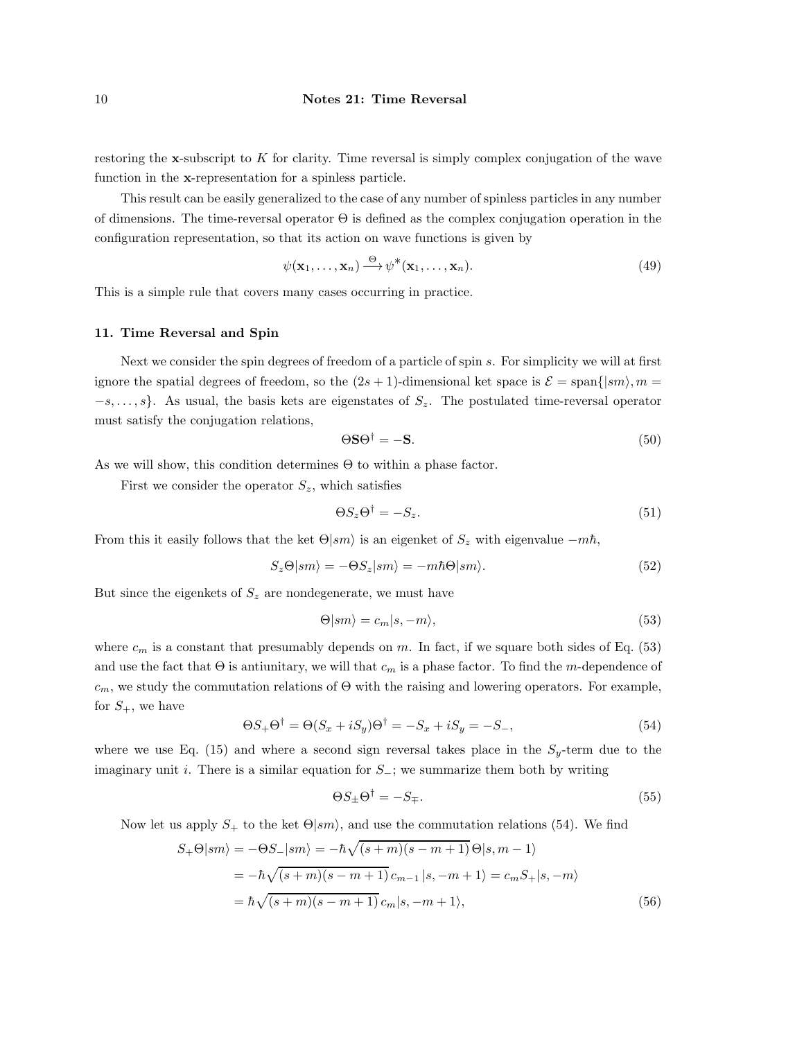restoring the $\mathbf{x}$-subscript to $K$ for clarity. Time reversal is simply complex conjugation of the wave function in the $\mathbf{x}$-representation for a spinless particle.

This result can be easily generalized to the case of any number of spinless particles in any number of dimensions. The time-reversal operator $\Theta$ is defined as the complex conjugation operation in the configuration representation, so that its action on wave functions is given by

$$\psi(\mathbf{x}_1, \ldots, \mathbf{x}_n) \xrightarrow{\Theta} \psi^*(\mathbf{x}_1, \ldots, \mathbf{x}_n). \tag{49}$$

This is a simple rule that covers many cases occurring in practice.

## 11. Time Reversal and Spin

Next we consider the spin degrees of freedom of a particle of spin $s$. For simplicity we will at first ignore the spatial degrees of freedom, so the $(2s+1)$-dimensional ket space is $\mathcal{E} = \text{span}\{|sm\rangle, m = -s, \ldots, s\}$. As usual, the basis kets are eigenstates of $S_z$. The postulated time-reversal operator must satisfy the conjugation relations,

$$\Theta \mathbf{S} \Theta^\dagger = -\mathbf{S}. \tag{50}$$

As we will show, this condition determines $\Theta$ to within a phase factor.

First we consider the operator $S_z$, which satisfies

$$\Theta S_z \Theta^\dagger = -S_z. \tag{51}$$

From this it easily follows that the ket $\Theta|sm\rangle$ is an eigenket of $S_z$ with eigenvalue $-m\hbar$,

$$S_z \Theta |sm\rangle = -\Theta S_z |sm\rangle = -m\hbar \Theta |sm\rangle. \tag{52}$$

But since the eigenkets of $S_z$ are nondegenerate, we must have

$$\Theta|sm\rangle = c_m |s, -m\rangle, \tag{53}$$

where $c_m$ is a constant that presumably depends on $m$. In fact, if we square both sides of Eq. (53) and use the fact that $\Theta$ is antiunitary, we will that $c_m$ is a phase factor. To find the $m$-dependence of $c_m$, we study the commutation relations of $\Theta$ with the raising and lowering operators. For example, for $S_+$, we have

$$\Theta S_+ \Theta^\dagger = \Theta(S_x + iS_y)\Theta^\dagger = -S_x + iS_y = -S_-, \tag{54}$$

where we use Eq. (15) and where a second sign reversal takes place in the $S_y$-term due to the imaginary unit $i$. There is a similar equation for $S_-$; we summarize them both by writing

$$\Theta S_\pm \Theta^\dagger = -S_\mp. \tag{55}$$

Now let us apply $S_+$ to the ket $\Theta|sm\rangle$, and use the commutation relations (54). We find

$$\begin{aligned}
S_+ \Theta |sm\rangle &= -\Theta S_- |sm\rangle = -\hbar\sqrt{(s+m)(s-m+1)}\, \Theta|s, m-1\rangle \\
&= -\hbar\sqrt{(s+m)(s-m+1)}\, c_{m-1}\, |s, -m+1\rangle = c_m S_+ |s, -m\rangle \\
&= \hbar\sqrt{(s+m)(s-m+1)}\, c_m |s, -m+1\rangle,
\end{aligned} \tag{56}$$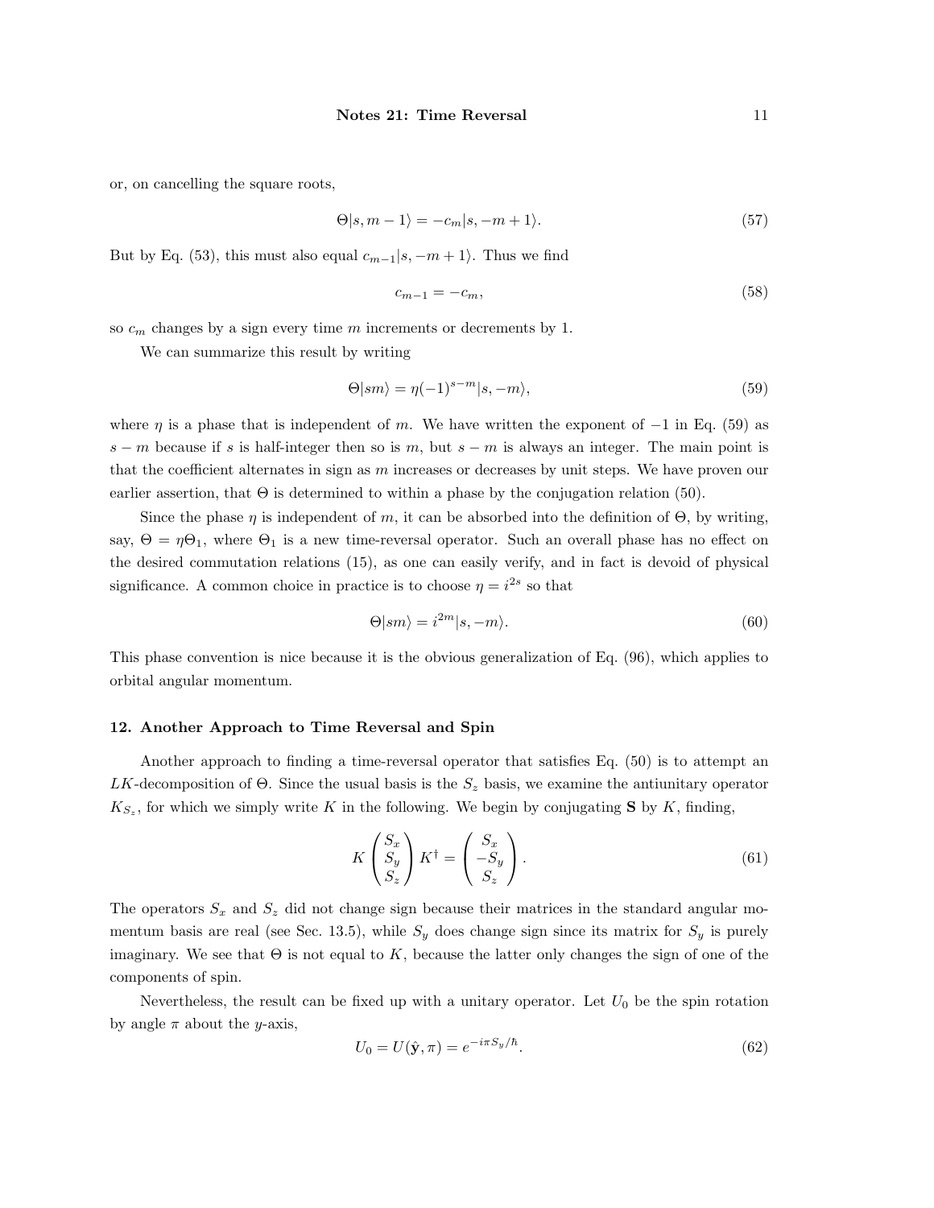or, on cancelling the square roots,

$$\Theta|s, m-1\rangle = -c_m|s, -m+1\rangle. \tag{57}$$

But by Eq. (53), this must also equal $c_{m-1}|s, -m+1\rangle$. Thus we find

$$c_{m-1} = -c_m, \tag{58}$$

so $c_m$ changes by a sign every time $m$ increments or decrements by 1.

We can summarize this result by writing

$$\Theta|sm\rangle = \eta(-1)^{s-m}|s, -m\rangle, \tag{59}$$

where $\eta$ is a phase that is independent of $m$. We have written the exponent of $-1$ in Eq. (59) as $s-m$ because if $s$ is half-integer then so is $m$, but $s-m$ is always an integer. The main point is that the coefficient alternates in sign as $m$ increases or decreases by unit steps. We have proven our earlier assertion, that $\Theta$ is determined to within a phase by the conjugation relation (50).

Since the phase $\eta$ is independent of $m$, it can be absorbed into the definition of $\Theta$, by writing, say, $\Theta = \eta\Theta_1$, where $\Theta_1$ is a new time-reversal operator. Such an overall phase has no effect on the desired commutation relations (15), as one can easily verify, and in fact is devoid of physical significance. A common choice in practice is to choose $\eta = i^{2s}$ so that

$$\Theta|sm\rangle = i^{2m}|s, -m\rangle. \tag{60}$$

This phase convention is nice because it is the obvious generalization of Eq. (96), which applies to orbital angular momentum.

## 12. Another Approach to Time Reversal and Spin

Another approach to finding a time-reversal operator that satisfies Eq. (50) is to attempt an $LK$-decomposition of $\Theta$. Since the usual basis is the $S_z$ basis, we examine the antiunitary operator $K_{S_z}$, for which we simply write $K$ in the following. We begin by conjugating $\mathbf{S}$ by $K$, finding,

$$K \begin{pmatrix} S_x \\ S_y \\ S_z \end{pmatrix} K^\dagger = \begin{pmatrix} S_x \\ -S_y \\ S_z \end{pmatrix}. \tag{61}$$

The operators $S_x$ and $S_z$ did not change sign because their matrices in the standard angular momentum basis are real (see Sec. 13.5), while $S_y$ does change sign since its matrix for $S_y$ is purely imaginary. We see that $\Theta$ is not equal to $K$, because the latter only changes the sign of one of the components of spin.

Nevertheless, the result can be fixed up with a unitary operator. Let $U_0$ be the spin rotation by angle $\pi$ about the $y$-axis,

$$U_0 = U(\hat{\mathbf{y}}, \pi) = e^{-i\pi S_y/\hbar}. \tag{62}$$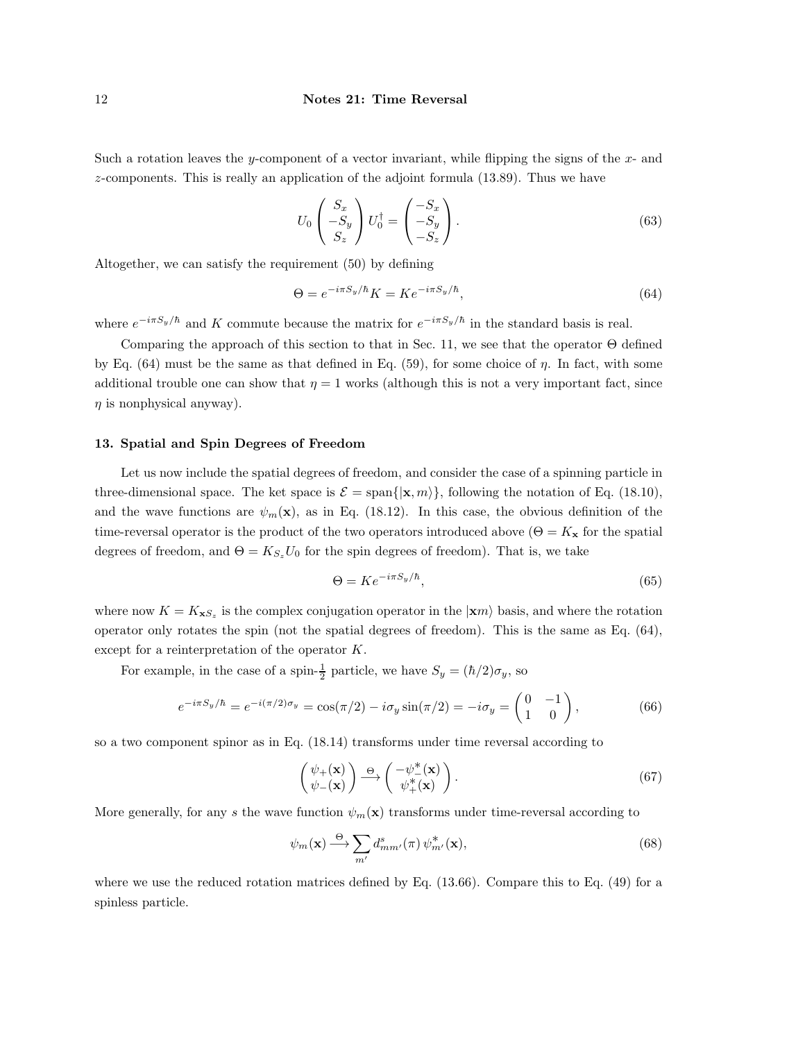Such a rotation leaves the $y$-component of a vector invariant, while flipping the signs of the $x$- and $z$-components. This is really an application of the adjoint formula (13.89). Thus we have

$$U_0 \begin{pmatrix} S_x \\ -S_y \\ S_z \end{pmatrix} U_0^\dagger = \begin{pmatrix} -S_x \\ -S_y \\ -S_z \end{pmatrix}. \tag{63}$$

Altogether, we can satisfy the requirement (50) by defining

$$\Theta = e^{-i\pi S_y/\hbar} K = K e^{-i\pi S_y/\hbar}, \tag{64}$$

where $e^{-i\pi S_y/\hbar}$ and $K$ commute because the matrix for $e^{-i\pi S_y/\hbar}$ in the standard basis is real.

Comparing the approach of this section to that in Sec. 11, we see that the operator $\Theta$ defined by Eq. (64) must be the same as that defined in Eq. (59), for some choice of $\eta$. In fact, with some additional trouble one can show that $\eta = 1$ works (although this is not a very important fact, since $\eta$ is nonphysical anyway).

## 13. Spatial and Spin Degrees of Freedom

Let us now include the spatial degrees of freedom, and consider the case of a spinning particle in three-dimensional space. The ket space is $\mathcal{E} = \text{span}\{|\mathbf{x}, m\rangle\}$, following the notation of Eq. (18.10), and the wave functions are $\psi_m(\mathbf{x})$, as in Eq. (18.12). In this case, the obvious definition of the time-reversal operator is the product of the two operators introduced above ($\Theta = K_{\mathbf{x}}$ for the spatial degrees of freedom, and $\Theta = K_{S_z} U_0$ for the spin degrees of freedom). That is, we take

$$\Theta = K e^{-i\pi S_y/\hbar}, \tag{65}$$

where now $K = K_{\mathbf{x}S_z}$ is the complex conjugation operator in the $|\mathbf{x}m\rangle$ basis, and where the rotation operator only rotates the spin (not the spatial degrees of freedom). This is the same as Eq. (64), except for a reinterpretation of the operator $K$.

For example, in the case of a spin-$\frac{1}{2}$ particle, we have $S_y = (\hbar/2)\sigma_y$, so

$$e^{-i\pi S_y/\hbar} = e^{-i(\pi/2)\sigma_y} = \cos(\pi/2) - i\sigma_y \sin(\pi/2) = -i\sigma_y = \begin{pmatrix} 0 & -1 \\ 1 & 0 \end{pmatrix}, \tag{66}$$

so a two component spinor as in Eq. (18.14) transforms under time reversal according to

$$\begin{pmatrix} \psi_+(\mathbf{x}) \\ \psi_-(\mathbf{x}) \end{pmatrix} \xrightarrow{\Theta} \begin{pmatrix} -\psi_-^*(\mathbf{x}) \\ \psi_+^*(\mathbf{x}) \end{pmatrix}. \tag{67}$$

More generally, for any $s$ the wave function $\psi_m(\mathbf{x})$ transforms under time-reversal according to

$$\psi_m(\mathbf{x}) \xrightarrow{\Theta} \sum_{m'} d^s_{mm'}(\pi)\, \psi^*_{m'}(\mathbf{x}), \tag{68}$$

where we use the reduced rotation matrices defined by Eq. (13.66). Compare this to Eq. (49) for a spinless particle.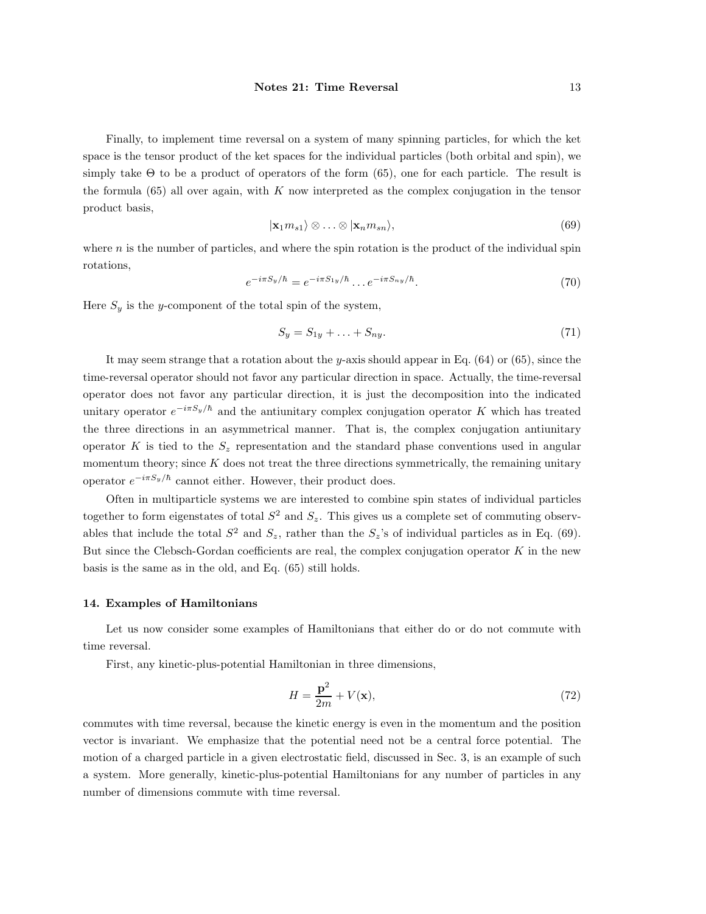Finally, to implement time reversal on a system of many spinning particles, for which the ket space is the tensor product of the ket spaces for the individual particles (both orbital and spin), we simply take $\Theta$ to be a product of operators of the form (65), one for each particle. The result is the formula (65) all over again, with $K$ now interpreted as the complex conjugation in the tensor product basis,

$$|\mathbf{x}_1 m_{s1}\rangle \otimes \ldots \otimes |\mathbf{x}_n m_{sn}\rangle, \tag{69}$$

where $n$ is the number of particles, and where the spin rotation is the product of the individual spin rotations,

$$e^{-i\pi S_y/\hbar} = e^{-i\pi S_{1y}/\hbar} \ldots e^{-i\pi S_{ny}/\hbar}. \tag{70}$$

Here $S_y$ is the $y$-component of the total spin of the system,

$$S_y = S_{1y} + \ldots + S_{ny}. \tag{71}$$

It may seem strange that a rotation about the $y$-axis should appear in Eq. (64) or (65), since the time-reversal operator should not favor any particular direction in space. Actually, the time-reversal operator does not favor any particular direction, it is just the decomposition into the indicated unitary operator $e^{-i\pi S_y/\hbar}$ and the antiunitary complex conjugation operator $K$ which has treated the three directions in an asymmetrical manner. That is, the complex conjugation antiunitary operator $K$ is tied to the $S_z$ representation and the standard phase conventions used in angular momentum theory; since $K$ does not treat the three directions symmetrically, the remaining unitary operator $e^{-i\pi S_y/\hbar}$ cannot either. However, their product does.

Often in multiparticle systems we are interested to combine spin states of individual particles together to form eigenstates of total $S^2$ and $S_z$. This gives us a complete set of commuting observables that include the total $S^2$ and $S_z$, rather than the $S_z$'s of individual particles as in Eq. (69). But since the Clebsch-Gordan coefficients are real, the complex conjugation operator $K$ in the new basis is the same as in the old, and Eq. (65) still holds.

## 14. Examples of Hamiltonians

Let us now consider some examples of Hamiltonians that either do or do not commute with time reversal.

First, any kinetic-plus-potential Hamiltonian in three dimensions,

$$H = \frac{\mathbf{p}^2}{2m} + V(\mathbf{x}), \tag{72}$$

commutes with time reversal, because the kinetic energy is even in the momentum and the position vector is invariant. We emphasize that the potential need not be a central force potential. The motion of a charged particle in a given electrostatic field, discussed in Sec. 3, is an example of such a system. More generally, kinetic-plus-potential Hamiltonians for any number of particles in any number of dimensions commute with time reversal.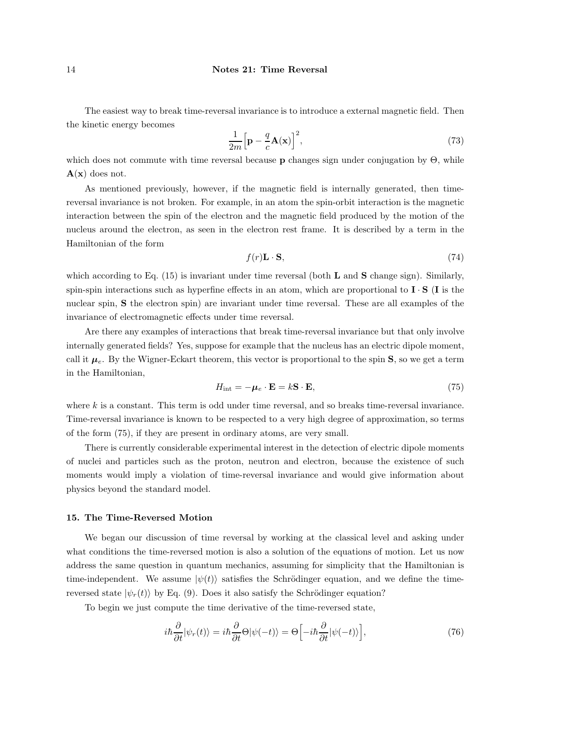The easiest way to break time-reversal invariance is to introduce a external magnetic field. Then the kinetic energy becomes

$$\frac{1}{2m}\Big[\mathbf{p} - \frac{q}{c}\mathbf{A}(\mathbf{x})\Big]^2, \tag{73}$$

which does not commute with time reversal because $\mathbf{p}$ changes sign under conjugation by $\Theta$, while $\mathbf{A}(\mathbf{x})$ does not.

As mentioned previously, however, if the magnetic field is internally generated, then time-reversal invariance is not broken. For example, in an atom the spin-orbit interaction is the magnetic interaction between the spin of the electron and the magnetic field produced by the motion of the nucleus around the electron, as seen in the electron rest frame. It is described by a term in the Hamiltonian of the form

$$f(r)\mathbf{L}\cdot\mathbf{S}, \tag{74}$$

which according to Eq. (15) is invariant under time reversal (both $\mathbf{L}$ and $\mathbf{S}$ change sign). Similarly, spin-spin interactions such as hyperfine effects in an atom, which are proportional to $\mathbf{I}\cdot\mathbf{S}$ ($\mathbf{I}$ is the nuclear spin, $\mathbf{S}$ the electron spin) are invariant under time reversal. These are all examples of the invariance of electromagnetic effects under time reversal.

Are there any examples of interactions that break time-reversal invariance but that only involve internally generated fields? Yes, suppose for example that the nucleus has an electric dipole moment, call it $\boldsymbol{\mu}_e$. By the Wigner-Eckart theorem, this vector is proportional to the spin $\mathbf{S}$, so we get a term in the Hamiltonian,

$$H_{\rm int} = -\boldsymbol{\mu}_e\cdot\mathbf{E} = k\mathbf{S}\cdot\mathbf{E}, \tag{75}$$

where $k$ is a constant. This term is odd under time reversal, and so breaks time-reversal invariance. Time-reversal invariance is known to be respected to a very high degree of approximation, so terms of the form (75), if they are present in ordinary atoms, are very small.

There is currently considerable experimental interest in the detection of electric dipole moments of nuclei and particles such as the proton, neutron and electron, because the existence of such moments would imply a violation of time-reversal invariance and would give information about physics beyond the standard model.

### 15. The Time-Reversed Motion

We began our discussion of time reversal by working at the classical level and asking under what conditions the time-reversed motion is also a solution of the equations of motion. Let us now address the same question in quantum mechanics, assuming for simplicity that the Hamiltonian is time-independent. We assume $|\psi(t)\rangle$ satisfies the Schrödinger equation, and we define the time-reversed state $|\psi_r(t)\rangle$ by Eq. (9). Does it also satisfy the Schrödinger equation?

To begin we just compute the time derivative of the time-reversed state,

$$i\hbar\frac{\partial}{\partial t}|\psi_r(t)\rangle = i\hbar\frac{\partial}{\partial t}\Theta|\psi(-t)\rangle = \Theta\Big[-i\hbar\frac{\partial}{\partial t}|\psi(-t)\rangle\Big], \tag{76}$$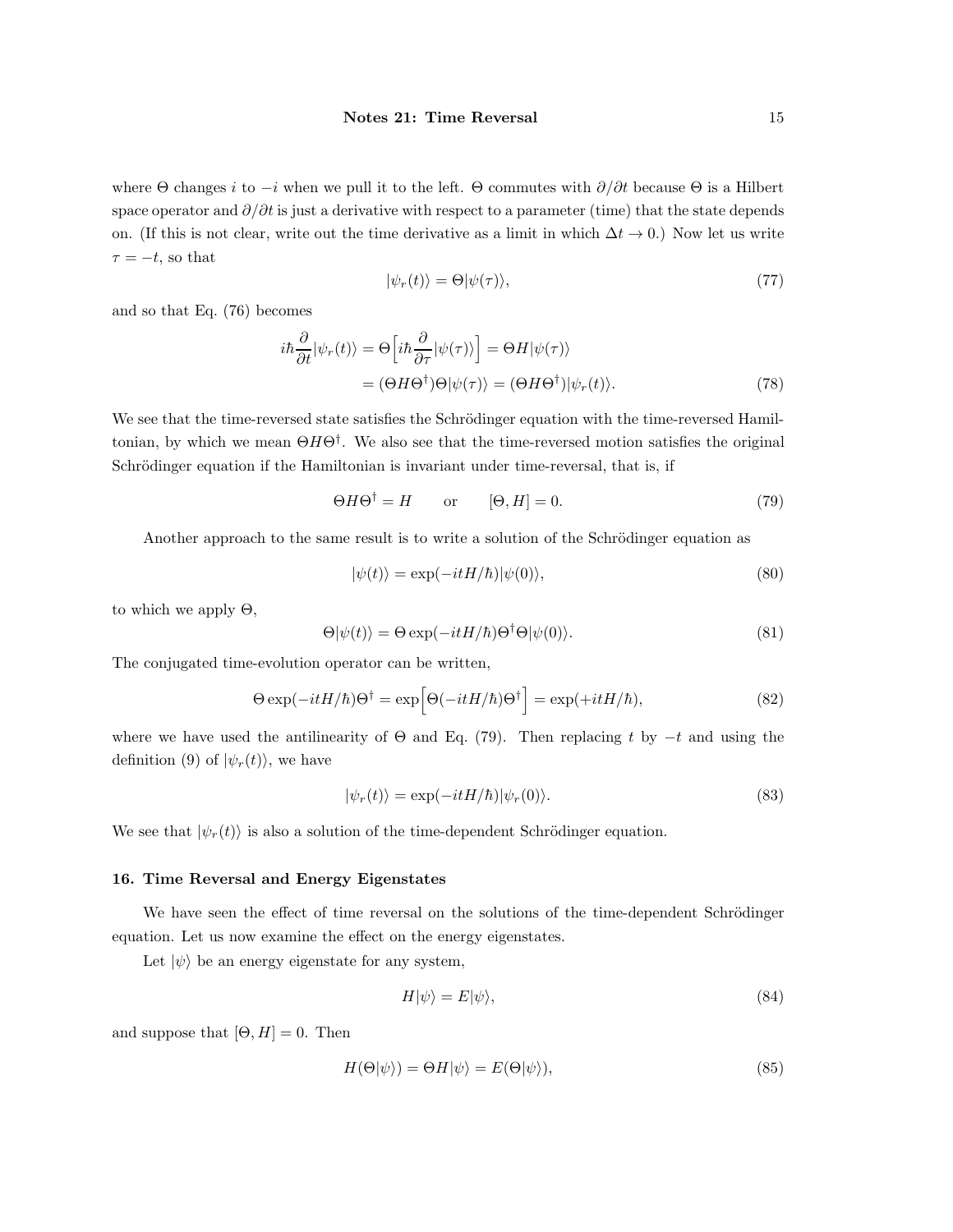where $\Theta$ changes $i$ to $-i$ when we pull it to the left. $\Theta$ commutes with $\partial/\partial t$ because $\Theta$ is a Hilbert space operator and $\partial/\partial t$ is just a derivative with respect to a parameter (time) that the state depends on. (If this is not clear, write out the time derivative as a limit in which $\Delta t \to 0$.) Now let us write $\tau = -t$, so that

$$|\psi_r(t)\rangle = \Theta|\psi(\tau)\rangle, \tag{77}$$

and so that Eq. (76) becomes

$$\begin{aligned}
i\hbar\frac{\partial}{\partial t}|\psi_r(t)\rangle &= \Theta\Big[i\hbar\frac{\partial}{\partial \tau}|\psi(\tau)\rangle\Big] = \Theta H|\psi(\tau)\rangle \\
&= (\Theta H \Theta^\dagger)\Theta|\psi(\tau)\rangle = (\Theta H\Theta^\dagger)|\psi_r(t)\rangle.
\end{aligned} \tag{78}$$

We see that the time-reversed state satisfies the Schrödinger equation with the time-reversed Hamiltonian, by which we mean $\Theta H \Theta^\dagger$. We also see that the time-reversed motion satisfies the original Schrödinger equation if the Hamiltonian is invariant under time-reversal, that is, if

$$\Theta H \Theta^\dagger = H \qquad \text{or} \qquad [\Theta, H] = 0. \tag{79}$$

Another approach to the same result is to write a solution of the Schrödinger equation as

$$|\psi(t)\rangle = \exp(-itH/\hbar)|\psi(0)\rangle, \tag{80}$$

to which we apply $\Theta$,

$$\Theta|\psi(t)\rangle = \Theta\exp(-itH/\hbar)\Theta^\dagger\Theta|\psi(0)\rangle. \tag{81}$$

The conjugated time-evolution operator can be written,

$$\Theta\exp(-itH/\hbar)\Theta^\dagger = \exp\Big[\Theta(-itH/\hbar)\Theta^\dagger\Big] = \exp(+itH/\hbar), \tag{82}$$

where we have used the antilinearity of $\Theta$ and Eq. (79). Then replacing $t$ by $-t$ and using the definition (9) of $|\psi_r(t)\rangle$, we have

$$|\psi_r(t)\rangle = \exp(-itH/\hbar)|\psi_r(0)\rangle. \tag{83}$$

We see that $|\psi_r(t)\rangle$ is also a solution of the time-dependent Schrödinger equation.

## 16. Time Reversal and Energy Eigenstates

We have seen the effect of time reversal on the solutions of the time-dependent Schrödinger equation. Let us now examine the effect on the energy eigenstates.

Let $|\psi\rangle$ be an energy eigenstate for any system,

$$H|\psi\rangle = E|\psi\rangle, \tag{84}$$

and suppose that $[\Theta, H] = 0$. Then

$$H(\Theta|\psi\rangle) = \Theta H|\psi\rangle = E(\Theta|\psi\rangle), \tag{85}$$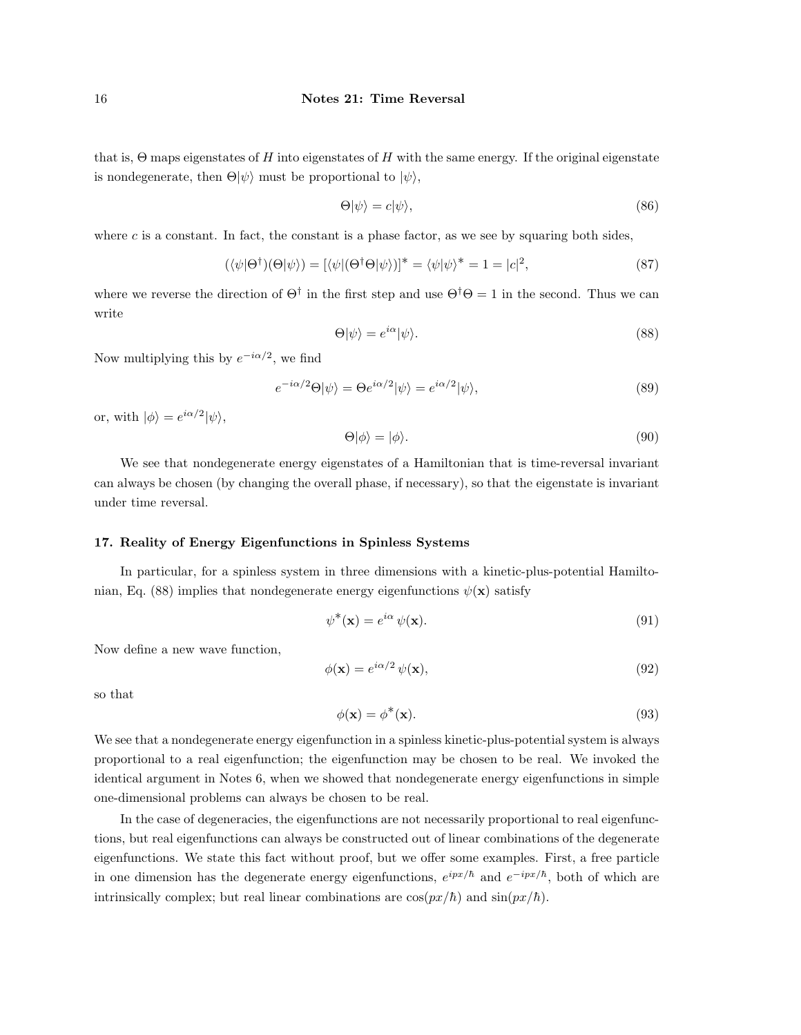that is, $\Theta$ maps eigenstates of $H$ into eigenstates of $H$ with the same energy. If the original eigenstate is nondegenerate, then $\Theta|\psi\rangle$ must be proportional to $|\psi\rangle$,

$$\Theta|\psi\rangle = c|\psi\rangle, \tag{86}$$

where $c$ is a constant. In fact, the constant is a phase factor, as we see by squaring both sides,

$$(\langle\psi|\Theta^\dagger)(\Theta|\psi\rangle) = [\langle\psi|(\Theta^\dagger\Theta|\psi\rangle)]^* = \langle\psi|\psi\rangle^* = 1 = |c|^2, \tag{87}$$

where we reverse the direction of $\Theta^\dagger$ in the first step and use $\Theta^\dagger\Theta = 1$ in the second. Thus we can write

$$\Theta|\psi\rangle = e^{i\alpha}|\psi\rangle. \tag{88}$$

Now multiplying this by $e^{-i\alpha/2}$, we find

$$e^{-i\alpha/2}\Theta|\psi\rangle = \Theta e^{i\alpha/2}|\psi\rangle = e^{i\alpha/2}|\psi\rangle, \tag{89}$$

or, with $|\phi\rangle = e^{i\alpha/2}|\psi\rangle$,

$$\Theta|\phi\rangle = |\phi\rangle. \tag{90}$$

We see that nondegenerate energy eigenstates of a Hamiltonian that is time-reversal invariant can always be chosen (by changing the overall phase, if necessary), so that the eigenstate is invariant under time reversal.

### 17. Reality of Energy Eigenfunctions in Spinless Systems

In particular, for a spinless system in three dimensions with a kinetic-plus-potential Hamiltonian, Eq. (88) implies that nondegenerate energy eigenfunctions $\psi(\mathbf{x})$ satisfy

$$\psi^*(\mathbf{x}) = e^{i\alpha}\,\psi(\mathbf{x}). \tag{91}$$

Now define a new wave function,

$$\phi(\mathbf{x}) = e^{i\alpha/2}\,\psi(\mathbf{x}), \tag{92}$$

so that

$$\phi(\mathbf{x}) = \phi^*(\mathbf{x}). \tag{93}$$

We see that a nondegenerate energy eigenfunction in a spinless kinetic-plus-potential system is always proportional to a real eigenfunction; the eigenfunction may be chosen to be real. We invoked the identical argument in Notes 6, when we showed that nondegenerate energy eigenfunctions in simple one-dimensional problems can always be chosen to be real.

In the case of degeneracies, the eigenfunctions are not necessarily proportional to real eigenfunctions, but real eigenfunctions can always be constructed out of linear combinations of the degenerate eigenfunctions. We state this fact without proof, but we offer some examples. First, a free particle in one dimension has the degenerate energy eigenfunctions, $e^{ipx/\hbar}$ and $e^{-ipx/\hbar}$, both of which are intrinsically complex; but real linear combinations are $\cos(px/\hbar)$ and $\sin(px/\hbar)$.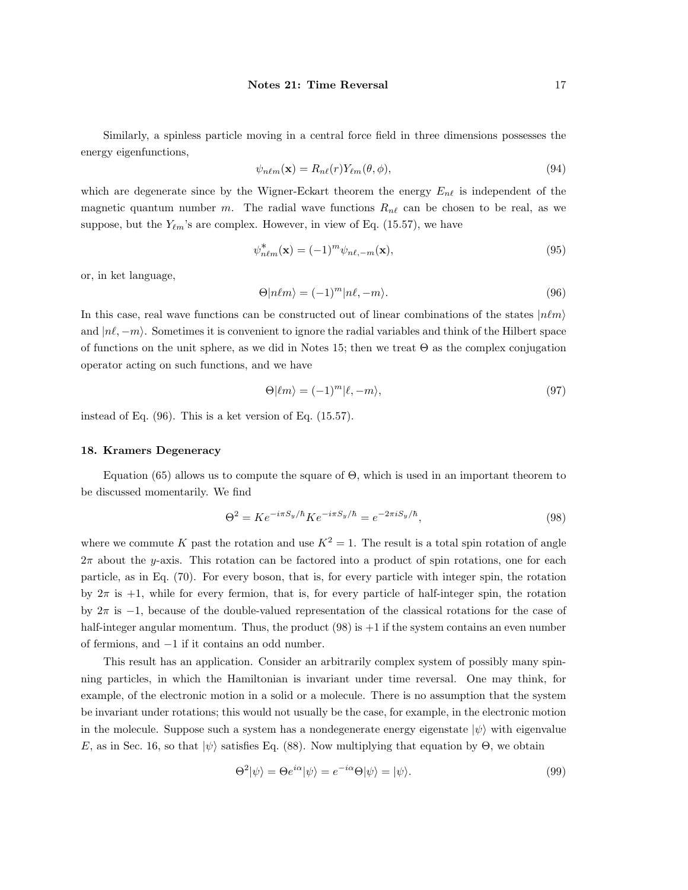Similarly, a spinless particle moving in a central force field in three dimensions possesses the energy eigenfunctions,

$$\psi_{n\ell m}(\mathbf{x}) = R_{n\ell}(r) Y_{\ell m}(\theta, \phi), \tag{94}$$

which are degenerate since by the Wigner-Eckart theorem the energy $E_{n\ell}$ is independent of the magnetic quantum number $m$. The radial wave functions $R_{n\ell}$ can be chosen to be real, as we suppose, but the $Y_{\ell m}$'s are complex. However, in view of Eq. (15.57), we have

$$\psi^*_{n\ell m}(\mathbf{x}) = (-1)^m \psi_{n\ell,-m}(\mathbf{x}), \tag{95}$$

or, in ket language,

$$\Theta|n\ell m\rangle = (-1)^m |n\ell, -m\rangle. \tag{96}$$

In this case, real wave functions can be constructed out of linear combinations of the states $|n\ell m\rangle$ and $|n\ell, -m\rangle$. Sometimes it is convenient to ignore the radial variables and think of the Hilbert space of functions on the unit sphere, as we did in Notes 15; then we treat $\Theta$ as the complex conjugation operator acting on such functions, and we have

$$\Theta|\ell m\rangle = (-1)^m |\ell, -m\rangle, \tag{97}$$

instead of Eq. (96). This is a ket version of Eq. (15.57).

### 18. Kramers Degeneracy

Equation (65) allows us to compute the square of $\Theta$, which is used in an important theorem to be discussed momentarily. We find

$$\Theta^2 = K e^{-i\pi S_y/\hbar} K e^{-i\pi S_y/\hbar} = e^{-2\pi i S_y/\hbar}, \tag{98}$$

where we commute $K$ past the rotation and use $K^2 = 1$. The result is a total spin rotation of angle $2\pi$ about the $y$-axis. This rotation can be factored into a product of spin rotations, one for each particle, as in Eq. (70). For every boson, that is, for every particle with integer spin, the rotation by $2\pi$ is $+1$, while for every fermion, that is, for every particle of half-integer spin, the rotation by $2\pi$ is $-1$, because of the double-valued representation of the classical rotations for the case of half-integer angular momentum. Thus, the product (98) is $+1$ if the system contains an even number of fermions, and $-1$ if it contains an odd number.

This result has an application. Consider an arbitrarily complex system of possibly many spinning particles, in which the Hamiltonian is invariant under time reversal. One may think, for example, of the electronic motion in a solid or a molecule. There is no assumption that the system be invariant under rotations; this would not usually be the case, for example, in the electronic motion in the molecule. Suppose such a system has a nondegenerate energy eigenstate $|\psi\rangle$ with eigenvalue $E$, as in Sec. 16, so that $|\psi\rangle$ satisfies Eq. (88). Now multiplying that equation by $\Theta$, we obtain

$$\Theta^2|\psi\rangle = \Theta e^{i\alpha}|\psi\rangle = e^{-i\alpha}\Theta|\psi\rangle = |\psi\rangle. \tag{99}$$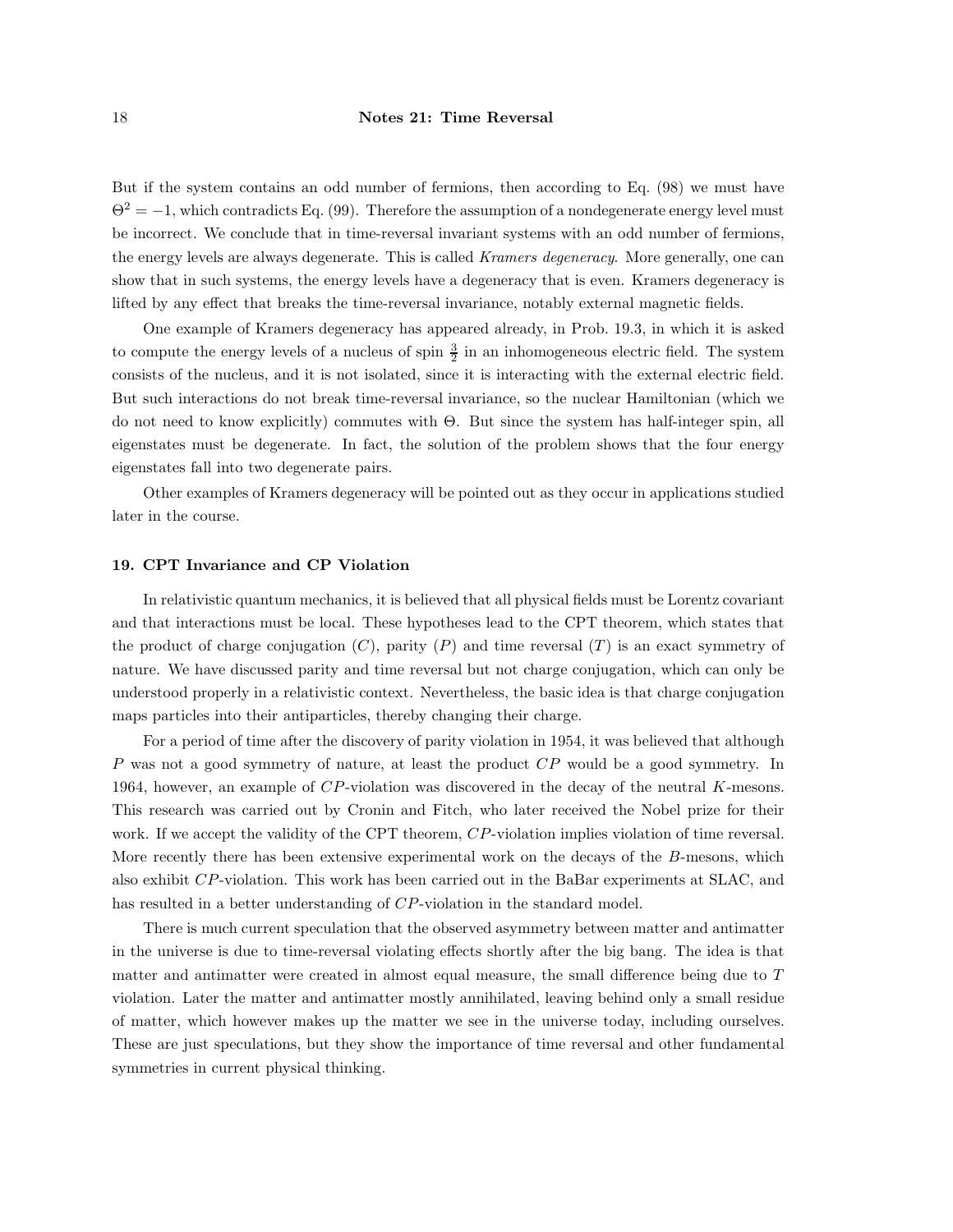But if the system contains an odd number of fermions, then according to Eq. (98) we must have $\Theta^2 = -1$, which contradicts Eq. (99). Therefore the assumption of a nondegenerate energy level must be incorrect. We conclude that in time-reversal invariant systems with an odd number of fermions, the energy levels are always degenerate. This is called *Kramers degeneracy*. More generally, one can show that in such systems, the energy levels have a degeneracy that is even. Kramers degeneracy is lifted by any effect that breaks the time-reversal invariance, notably external magnetic fields.

One example of Kramers degeneracy has appeared already, in Prob. 19.3, in which it is asked to compute the energy levels of a nucleus of spin $\frac{3}{2}$ in an inhomogeneous electric field. The system consists of the nucleus, and it is not isolated, since it is interacting with the external electric field. But such interactions do not break time-reversal invariance, so the nuclear Hamiltonian (which we do not need to know explicitly) commutes with $\Theta$. But since the system has half-integer spin, all eigenstates must be degenerate. In fact, the solution of the problem shows that the four energy eigenstates fall into two degenerate pairs.

Other examples of Kramers degeneracy will be pointed out as they occur in applications studied later in the course.

## 19. CPT Invariance and CP Violation

In relativistic quantum mechanics, it is believed that all physical fields must be Lorentz covariant and that interactions must be local. These hypotheses lead to the CPT theorem, which states that the product of charge conjugation ($C$), parity ($P$) and time reversal ($T$) is an exact symmetry of nature. We have discussed parity and time reversal but not charge conjugation, which can only be understood properly in a relativistic context. Nevertheless, the basic idea is that charge conjugation maps particles into their antiparticles, thereby changing their charge.

For a period of time after the discovery of parity violation in 1954, it was believed that although $P$ was not a good symmetry of nature, at least the product $CP$ would be a good symmetry. In 1964, however, an example of $CP$-violation was discovered in the decay of the neutral $K$-mesons. This research was carried out by Cronin and Fitch, who later received the Nobel prize for their work. If we accept the validity of the CPT theorem, $CP$-violation implies violation of time reversal. More recently there has been extensive experimental work on the decays of the $B$-mesons, which also exhibit $CP$-violation. This work has been carried out in the BaBar experiments at SLAC, and has resulted in a better understanding of $CP$-violation in the standard model.

There is much current speculation that the observed asymmetry between matter and antimatter in the universe is due to time-reversal violating effects shortly after the big bang. The idea is that matter and antimatter were created in almost equal measure, the small difference being due to $T$ violation. Later the matter and antimatter mostly annihilated, leaving behind only a small residue of matter, which however makes up the matter we see in the universe today, including ourselves. These are just speculations, but they show the importance of time reversal and other fundamental symmetries in current physical thinking.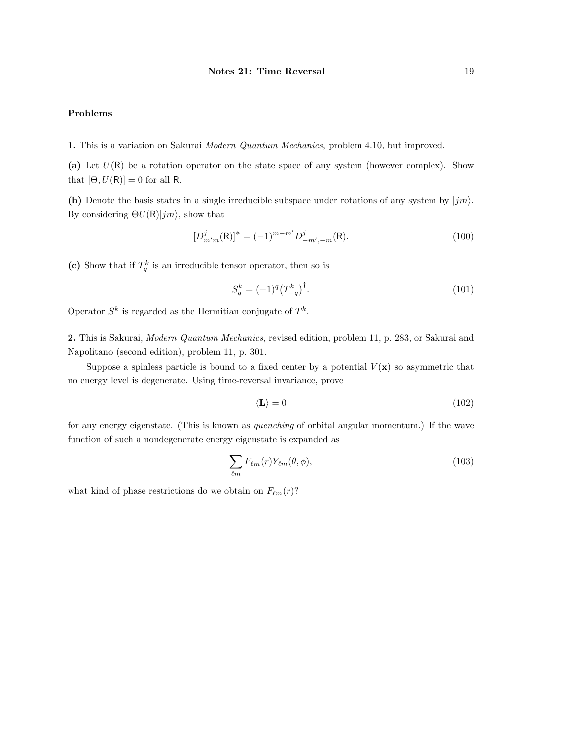## Problems

**1.** This is a variation on Sakurai *Modern Quantum Mechanics*, problem 4.10, but improved.

**(a)** Let $U(\mathsf{R})$ be a rotation operator on the state space of any system (however complex). Show that $[\Theta, U(\mathsf{R})] = 0$ for all $\mathsf{R}$.

**(b)** Denote the basis states in a single irreducible subspace under rotations of any system by $|jm\rangle$. By considering $\Theta U(\mathsf{R})|jm\rangle$, show that

$$[D^j_{m'm}(\mathsf{R})]^* = (-1)^{m-m'} D^j_{-m',-m}(\mathsf{R}). \tag{100}$$

**(c)** Show that if $T^k_q$ is an irreducible tensor operator, then so is

$$S^k_q = (-1)^q \big(T^k_{-q}\big)^\dagger. \tag{101}$$

Operator $S^k$ is regarded as the Hermitian conjugate of $T^k$.

**2.** This is Sakurai, *Modern Quantum Mechanics*, revised edition, problem 11, p. 283, or Sakurai and Napolitano (second edition), problem 11, p. 301.

Suppose a spinless particle is bound to a fixed center by a potential $V(\mathbf{x})$ so asymmetric that no energy level is degenerate. Using time-reversal invariance, prove

$$\langle \mathbf{L} \rangle = 0 \tag{102}$$

for any energy eigenstate. (This is known as *quenching* of orbital angular momentum.) If the wave function of such a nondegenerate energy eigenstate is expanded as

$$\sum_{\ell m} F_{\ell m}(r) Y_{\ell m}(\theta, \phi), \tag{103}$$

what kind of phase restrictions do we obtain on $F_{\ell m}(r)$?